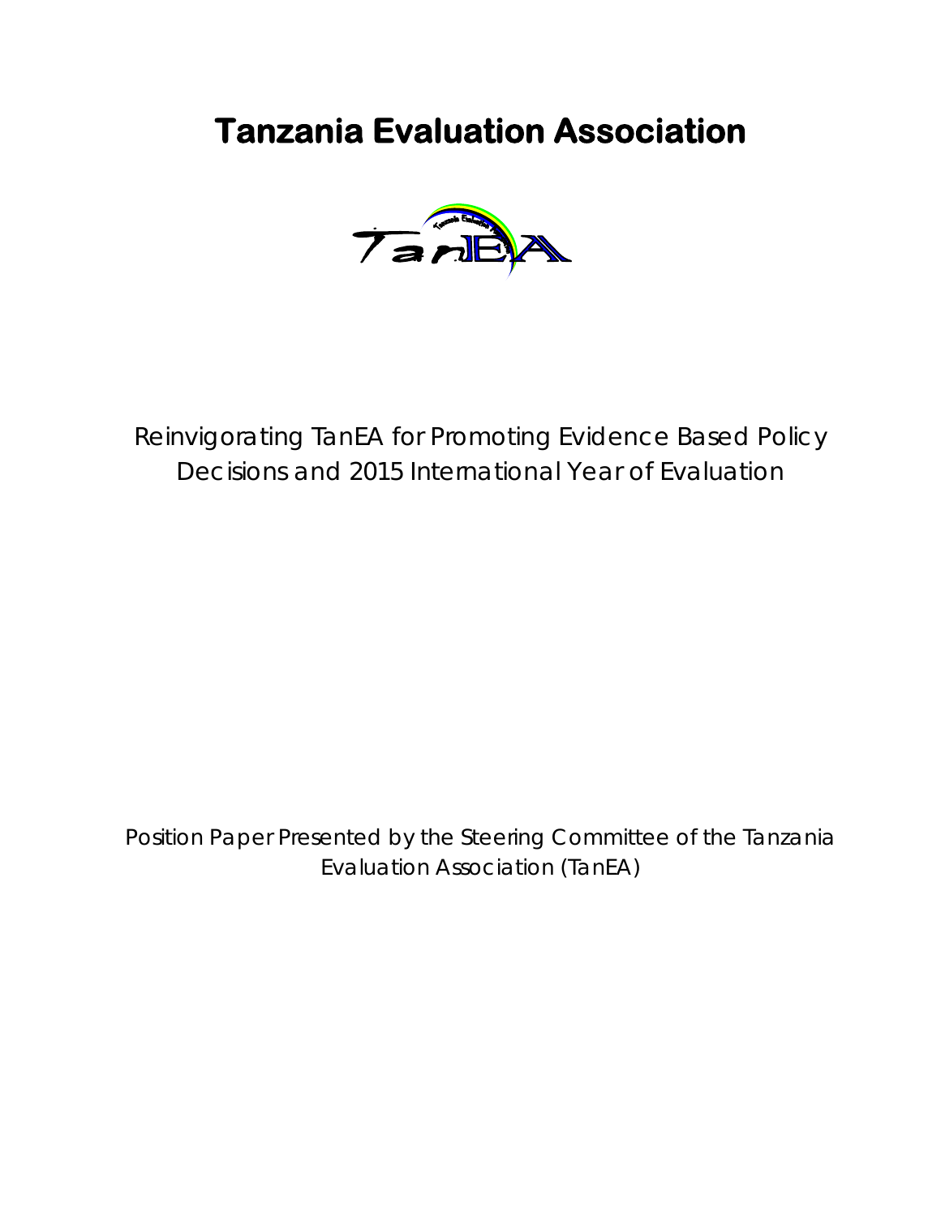# Tanzania Evaluation Association

Reinvigorating TanEA for Promoting Evidence Based Policy Decisions and 2015 International Year of Evaluation

Position Paper Presented by the Steering Committee of the Tanzania Evaluation Association (TanEA)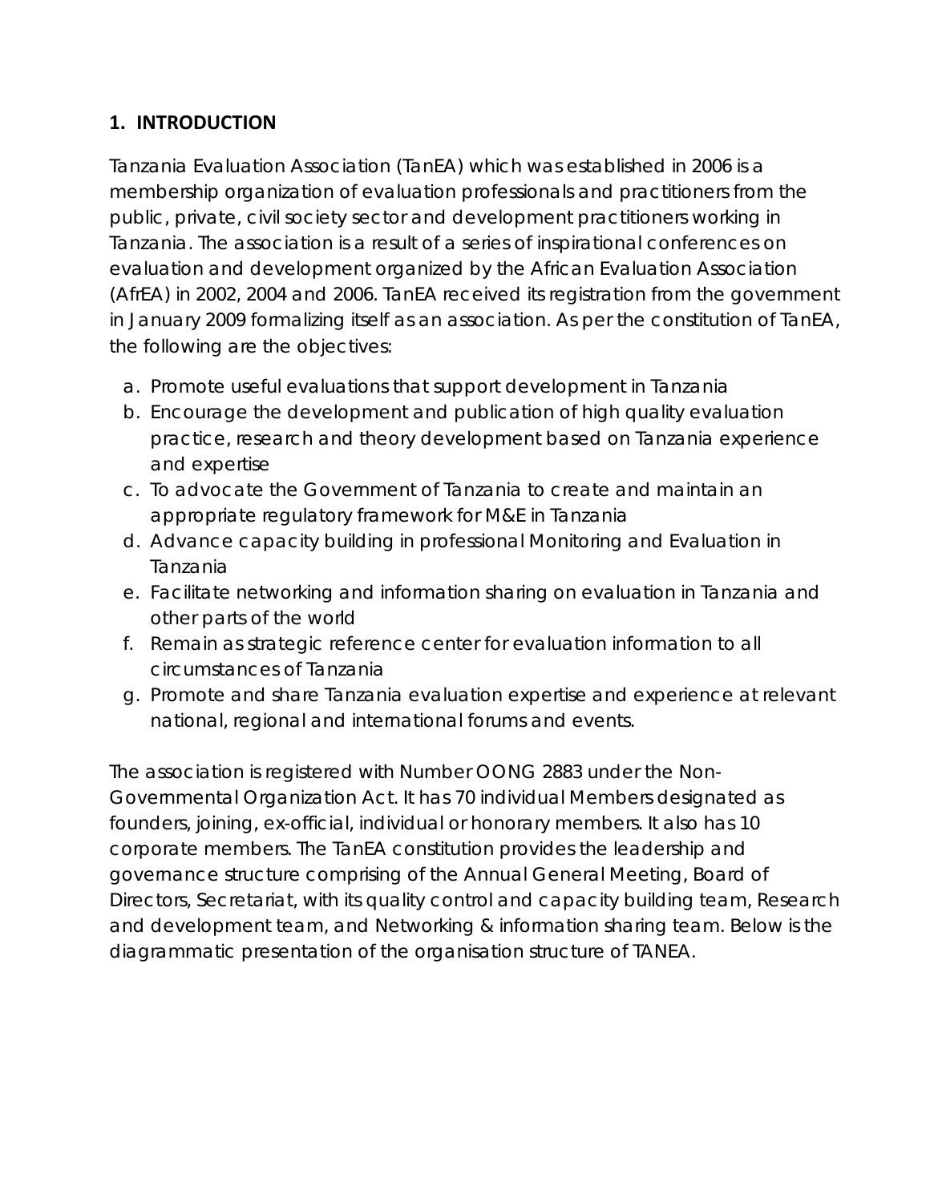## 1. INTRODUCTION

Tanzania Evaluation Association (TanEA) which was established in 2006 is a membership organization of evaluation professionals and practitioners from the public, private, civil society sector and development practitioners working in Tanzania. The association is a result of a series of inspirational conferences on evaluation and development organized by the African Evaluation Association (AfrEA) in 2002, 2004 and 2006. TanEA received its registration from the government in January 2009 formalizing itself as an association. As per the constitution of TanEA, the following are the objectives:

a. Promote useful evaluations that support development in Tanzania
b. Encourage the development and publication of high quality evaluation practice, research and theory development based on Tanzania experience and expertise
c. To advocate the Government of Tanzania to create and maintain an appropriate regulatory framework for M&E in Tanzania
d. Advance capacity building in professional Monitoring and Evaluation in Tanzania
e. Facilitate networking and information sharing on evaluation in Tanzania and other parts of the world
f. Remain as strategic reference center for evaluation information to all circumstances of Tanzania
g. Promote and share Tanzania evaluation expertise and experience at relevant national, regional and international forums and events.

The association is registered with Number OONG 2883 under the Non-Governmental Organization Act. It has 70 individual Members designated as founders, joining, ex-official, individual or honorary members. It also has 10 corporate members. The TanEA constitution provides the leadership and governance structure comprising of the Annual General Meeting, Board of Directors, Secretariat, with its quality control and capacity building team, Research and development team, and Networking & information sharing team. Below is the diagrammatic presentation of the organisation structure of TANEA.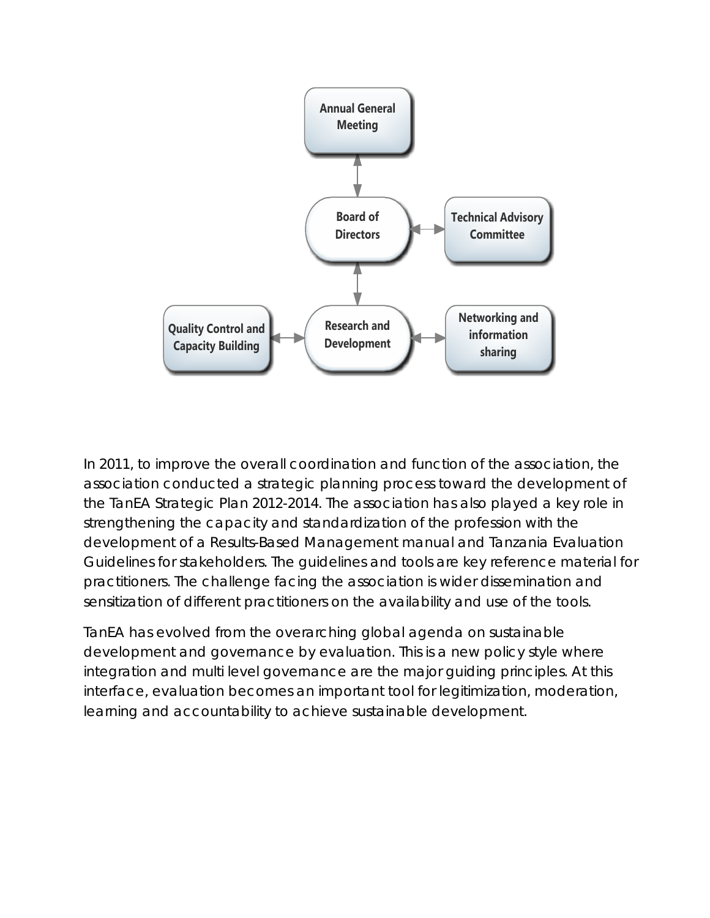Annual General Meeting

Board of Directors

Technical Advisory Committee

Quality Control and Capacity Building

Research and Development

Networking and information sharing

In 2011, to improve the overall coordination and function of the association, the association conducted a strategic planning process toward the development of the TanEA Strategic Plan 2012-2014. The association has also played a key role in strengthening the capacity and standardization of the profession with the development of a Results-Based Management manual and Tanzania Evaluation Guidelines for stakeholders. The guidelines and tools are key reference material for practitioners. The challenge facing the association is wider dissemination and sensitization of different practitioners on the availability and use of the tools.

TanEA has evolved from the overarching global agenda on sustainable development and governance by evaluation. This is a new policy style where integration and multi level governance are the major guiding principles. At this interface, evaluation becomes an important tool for legitimization, moderation, learning and accountability to achieve sustainable development.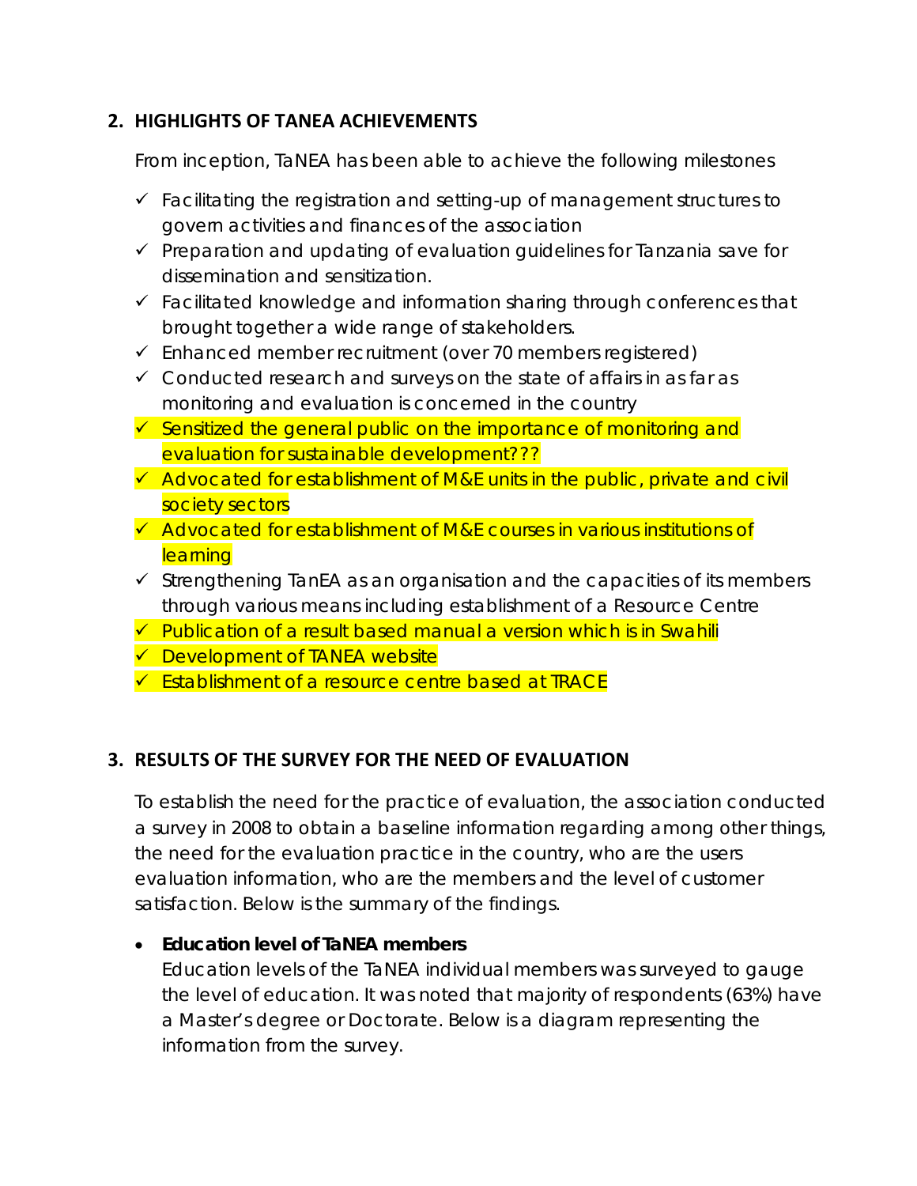## 2. HIGHLIGHTS OF TANEA ACHIEVEMENTS

From inception, TaNEA has been able to achieve the following milestones

- ✓ Facilitating the registration and setting-up of management structures to govern activities and finances of the association
- ✓ Preparation and updating of evaluation guidelines for Tanzania save for dissemination and sensitization.
- ✓ Facilitated knowledge and information sharing through conferences that brought together a wide range of stakeholders.
- ✓ Enhanced member recruitment (over 70 members registered)
- ✓ Conducted research and surveys on the state of affairs in as far as monitoring and evaluation is concerned in the country
- ✓ Sensitized the general public on the importance of monitoring and evaluation for sustainable development???
- ✓ Advocated for establishment of M&E units in the public, private and civil society sectors
- ✓ Advocated for establishment of M&E courses in various institutions of learning
- ✓ Strengthening TanEA as an organisation and the capacities of its members through various means including establishment of a Resource Centre
- ✓ Publication of a result based manual a version which is in Swahili
- ✓ Development of TANEA website
- ✓ Establishment of a resource centre based at TRACE

## 3. RESULTS OF THE SURVEY FOR THE NEED OF EVALUATION

To establish the need for the practice of evaluation, the association conducted a survey in 2008 to obtain a baseline information regarding among other things, the need for the evaluation practice in the country, who are the users evaluation information, who are the members and the level of customer satisfaction. Below is the summary of the findings.

- **Education level of TaNEA members**

  Education levels of the TaNEA individual members was surveyed to gauge the level of education. It was noted that majority of respondents (63%) have a Master's degree or Doctorate. Below is a diagram representing the information from the survey.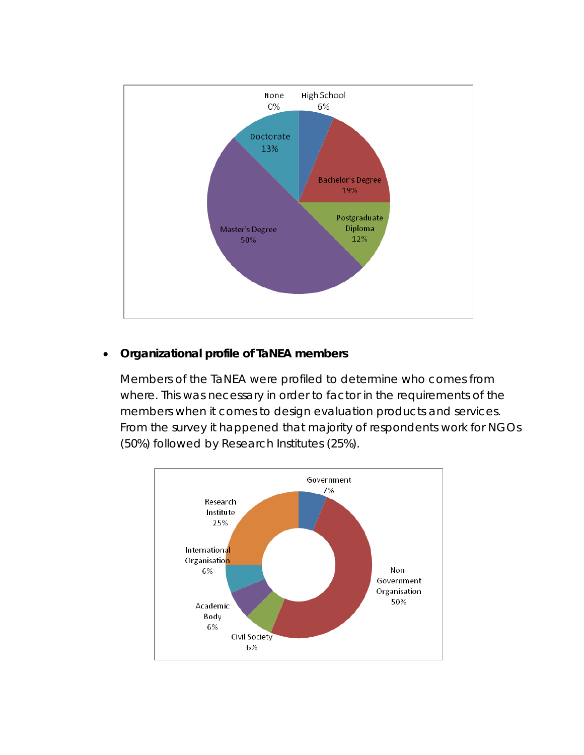None 0%

High School 6%

Doctorate 13%

Bachelor's Degree 19%

Postgraduate Diploma 12%

Master's Degree 50%

- **Organizational profile of TaNEA members**

  Members of the TaNEA were profiled to determine who comes from where. This was necessary in order to factor in the requirements of the members when it comes to design evaluation products and services. From the survey it happened that majority of respondents work for NGOs (50%) followed by Research Institutes (25%).

Government 7%

Research Institute 25%

International Organisation 6%

Non-Government Organisation 50%

Academic Body 6%

Civil Society 6%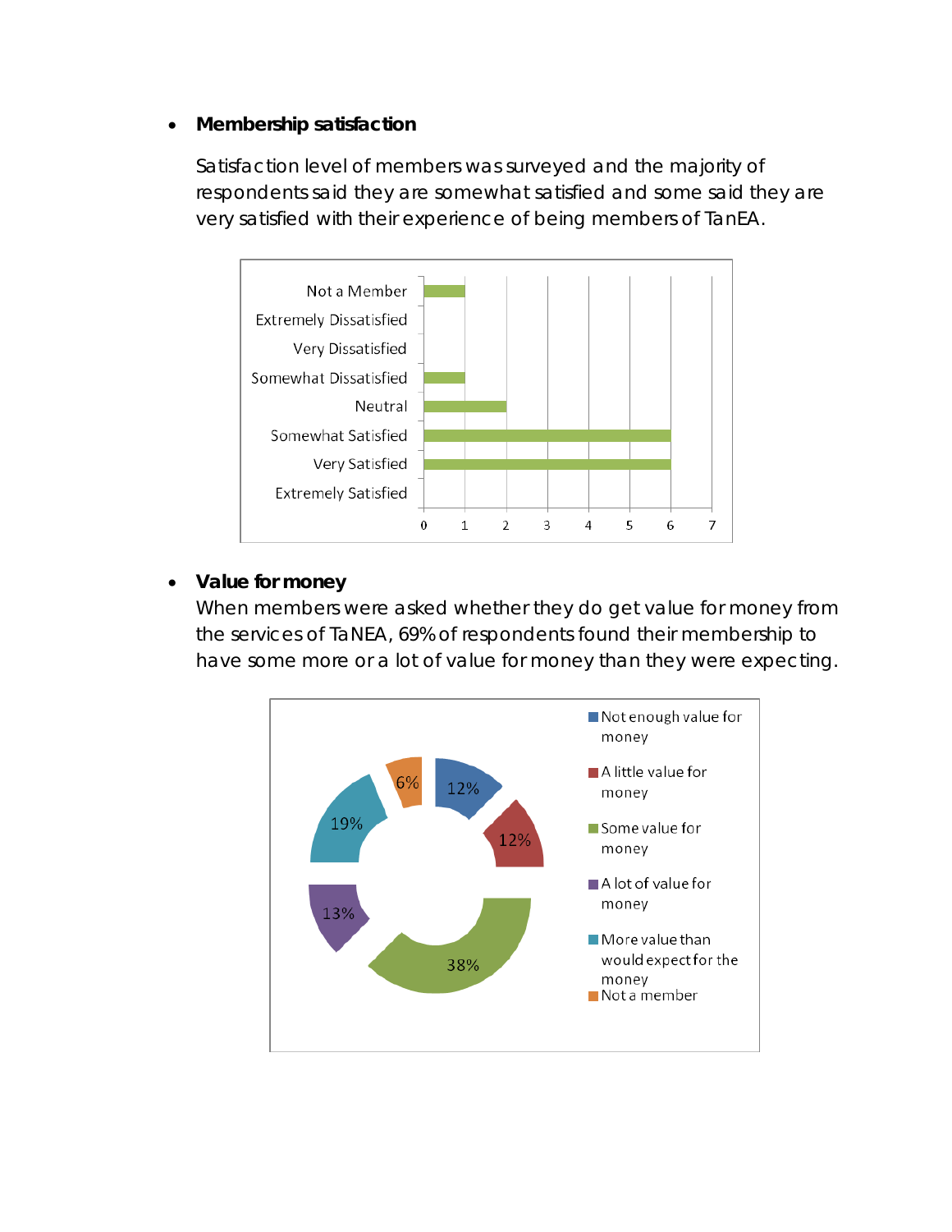- **Membership satisfaction**

  Satisfaction level of members was surveyed and the majority of respondents said they are somewhat satisfied and some said they are very satisfied with their experience of being members of TanEA.

- **Value for money**

  When members were asked whether they do get value for money from the services of TaNEA, 69% of respondents found their membership to have some more or a lot of value for money than they were expecting.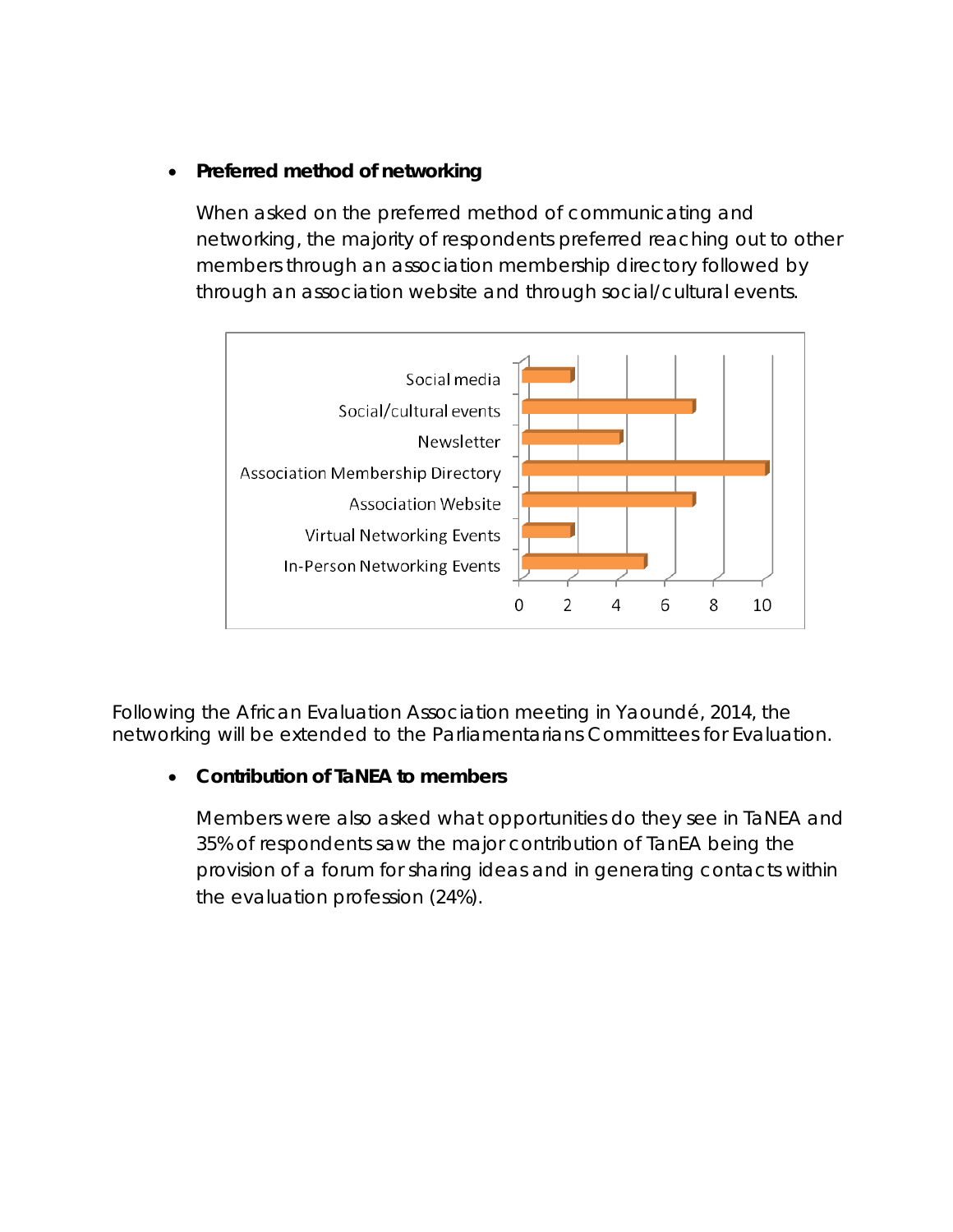- **Preferred method of networking**

  When asked on the preferred method of communicating and networking, the majority of respondents preferred reaching out to other members through an association membership directory followed by through an association website and through social/cultural events.

| Method | Value |
|---|---|
| Social media | 2 |
| Social/cultural events | 7 |
| Newsletter | 4 |
| Association Membership Directory | 10 |
| Association Website | 7 |
| Virtual Networking Events | 2 |
| In-Person Networking Events | 5 |

Following the African Evaluation Association meeting in Yaoundé, 2014, the networking will be extended to the Parliamentarians Committees for Evaluation.

- **Contribution of TaNEA to members**

  Members were also asked what opportunities do they see in TaNEA and 35% of respondents saw the major contribution of TanEA being the provision of a forum for sharing ideas and in generating contacts within the evaluation profession (24%).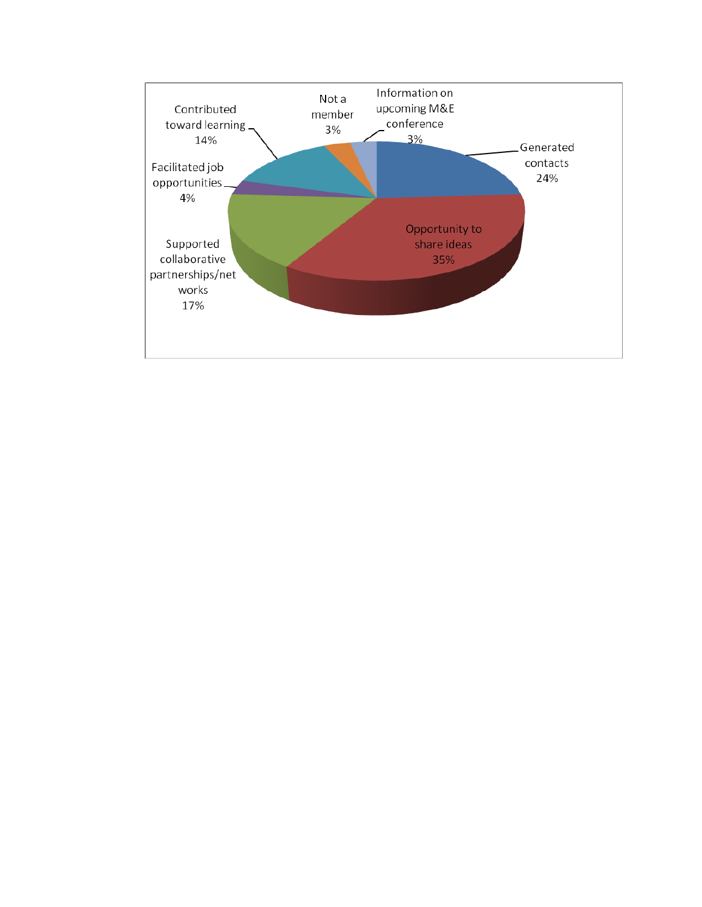- Generated contacts 24%
- Opportunity to share ideas 35%
- Supported collaborative partnerships/networks 17%
- Facilitated job opportunities 4%
- Contributed toward learning 14%
- Not a member 3%
- Information on upcoming M&E conference 3%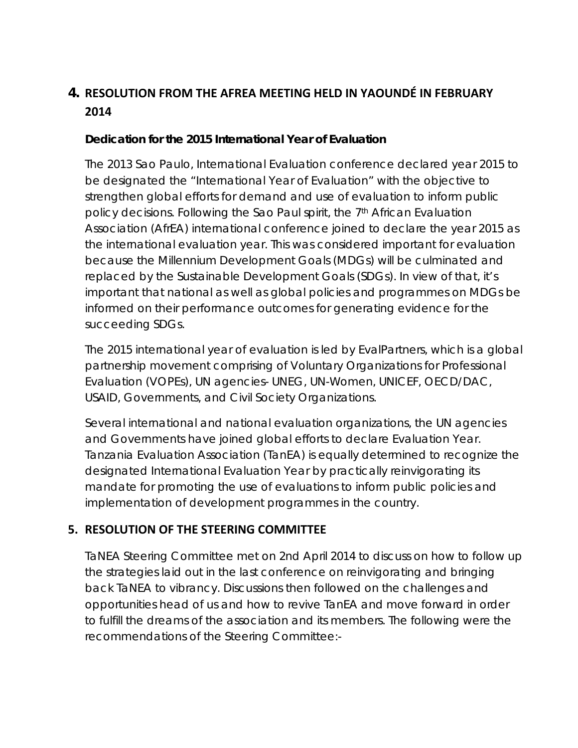## 4. RESOLUTION FROM THE AFREA MEETING HELD IN YAOUNDÉ IN FEBRUARY 2014

**Dedication for the 2015 International Year of Evaluation**

The 2013 Sao Paulo, International Evaluation conference declared year 2015 to be designated the "International Year of Evaluation" with the objective to strengthen global efforts for demand and use of evaluation to inform public policy decisions. Following the Sao Paul spirit, the 7th African Evaluation Association (AfrEA) international conference joined to declare the year 2015 as the international evaluation year. This was considered important for evaluation because the Millennium Development Goals (MDGs) will be culminated and replaced by the Sustainable Development Goals (SDGs). In view of that, it's important that national as well as global policies and programmes on MDGs be informed on their performance outcomes for generating evidence for the succeeding SDGs.

The 2015 international year of evaluation is led by EvalPartners, which is a global partnership movement comprising of Voluntary Organizations for Professional Evaluation (VOPEs), UN agencies- UNEG, UN-Women, UNICEF, OECD/DAC, USAID, Governments, and Civil Society Organizations.

Several international and national evaluation organizations, the UN agencies and Governments have joined global efforts to declare Evaluation Year. Tanzania Evaluation Association (TanEA) is equally determined to recognize the designated International Evaluation Year by practically reinvigorating its mandate for promoting the use of evaluations to inform public policies and implementation of development programmes in the country.

## 5. RESOLUTION OF THE STEERING COMMITTEE

TaNEA Steering Committee met on 2nd April 2014 to discuss on how to follow up the strategies laid out in the last conference on reinvigorating and bringing back TaNEA to vibrancy. Discussions then followed on the challenges and opportunities head of us and how to revive TanEA and move forward in order to fulfill the dreams of the association and its members. The following were the recommendations of the Steering Committee:-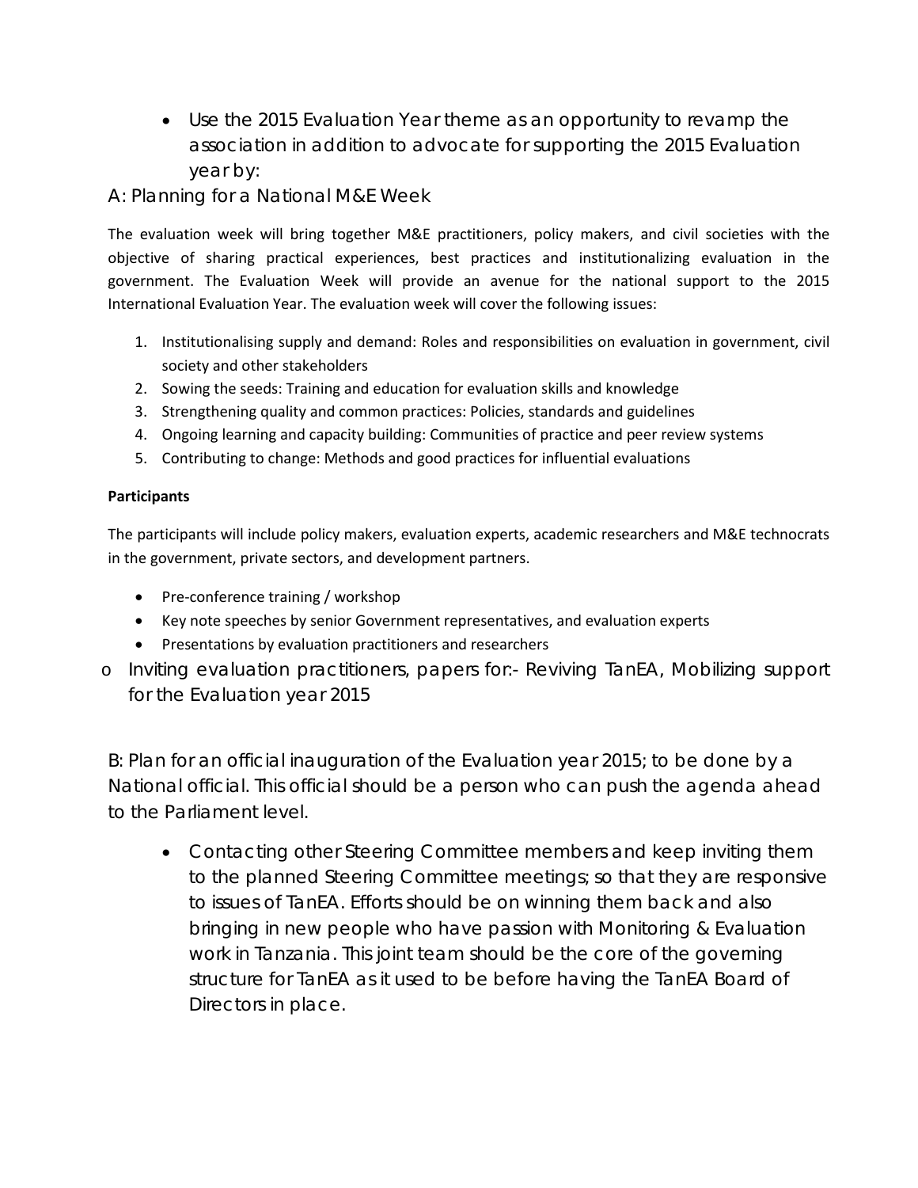- Use the 2015 Evaluation Year theme as an opportunity to revamp the association in addition to advocate for supporting the 2015 Evaluation year by:

A: Planning for a National M&E Week

The evaluation week will bring together M&E practitioners, policy makers, and civil societies with the objective of sharing practical experiences, best practices and institutionalizing evaluation in the government. The Evaluation Week will provide an avenue for the national support to the 2015 International Evaluation Year. The evaluation week will cover the following issues:

1. Institutionalising supply and demand: Roles and responsibilities on evaluation in government, civil society and other stakeholders
2. Sowing the seeds: Training and education for evaluation skills and knowledge
3. Strengthening quality and common practices: Policies, standards and guidelines
4. Ongoing learning and capacity building: Communities of practice and peer review systems
5. Contributing to change: Methods and good practices for influential evaluations

**Participants**

The participants will include policy makers, evaluation experts, academic researchers and M&E technocrats in the government, private sectors, and development partners.

- Pre-conference training / workshop
- Key note speeches by senior Government representatives, and evaluation experts
- Presentations by evaluation practitioners and researchers

- Inviting evaluation practitioners, papers for:- Reviving TanEA, Mobilizing support for the Evaluation year 2015

B: Plan for an official inauguration of the Evaluation year 2015; to be done by a National official. This official should be a person who can push the agenda ahead to the Parliament level.

- Contacting other Steering Committee members and keep inviting them to the planned Steering Committee meetings; so that they are responsive to issues of TanEA. Efforts should be on winning them back and also bringing in new people who have passion with Monitoring & Evaluation work in Tanzania. This joint team should be the core of the governing structure for TanEA as it used to be before having the TanEA Board of Directors in place.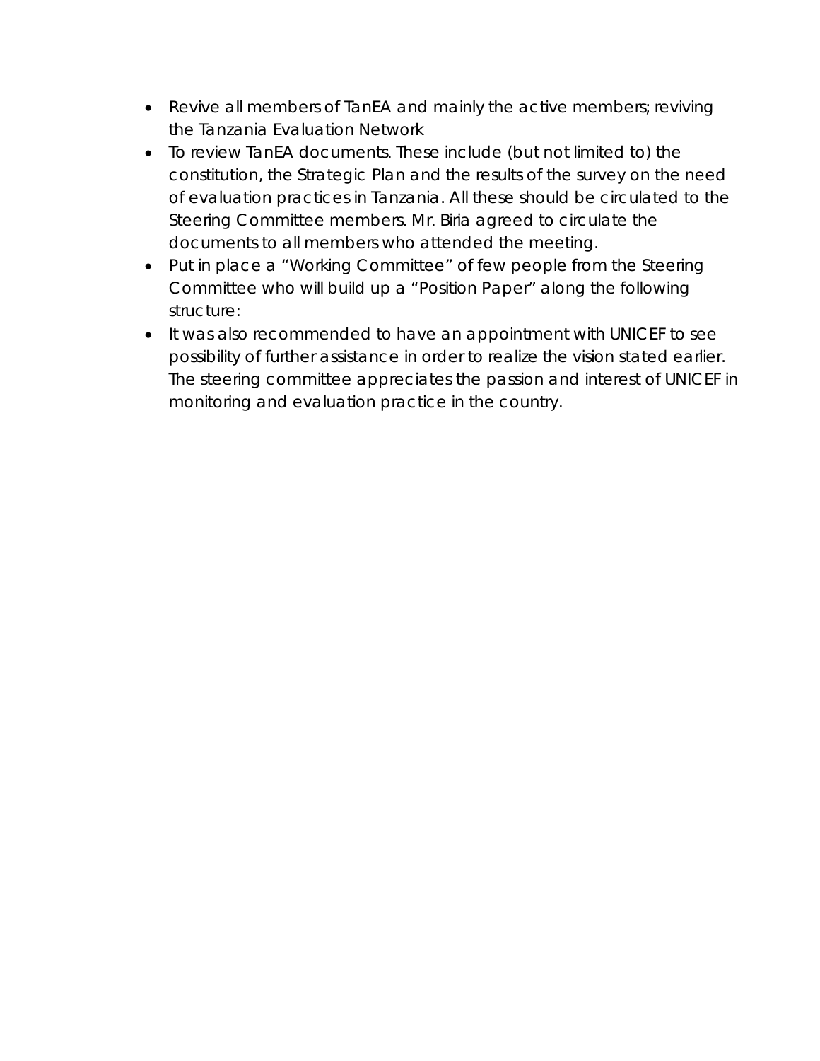- Revive all members of TanEA and mainly the active members; reviving the Tanzania Evaluation Network
- To review TanEA documents. These include (but not limited to) the constitution, the Strategic Plan and the results of the survey on the need of evaluation practices in Tanzania. All these should be circulated to the Steering Committee members. Mr. Biria agreed to circulate the documents to all members who attended the meeting.
- Put in place a “Working Committee” of few people from the Steering Committee who will build up a “Position Paper” along the following structure:
- It was also recommended to have an appointment with UNICEF to see possibility of further assistance in order to realize the vision stated earlier. The steering committee appreciates the passion and interest of UNICEF in monitoring and evaluation practice in the country.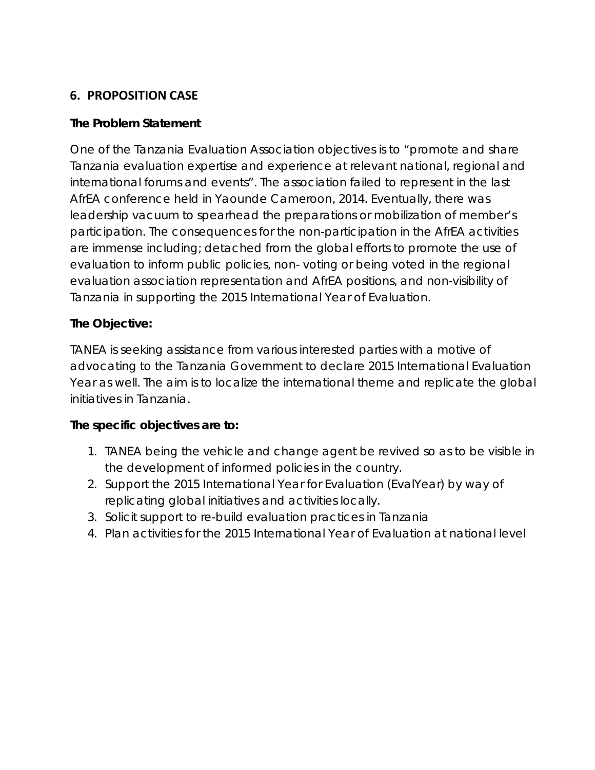## 6. PROPOSITION CASE

**The Problem Statement**

One of the Tanzania Evaluation Association objectives is to "promote and share Tanzania evaluation expertise and experience at relevant national, regional and international forums and events". The association failed to represent in the last AfrEA conference held in Yaounde Cameroon, 2014. Eventually, there was leadership vacuum to spearhead the preparations or mobilization of member's participation. The consequences for the non-participation in the AfrEA activities are immense including; detached from the global efforts to promote the use of evaluation to inform public policies, non- voting or being voted in the regional evaluation association representation and AfrEA positions, and non-visibility of Tanzania in supporting the 2015 International Year of Evaluation.

**The Objective:**

TANEA is seeking assistance from various interested parties with a motive of advocating to the Tanzania Government to declare 2015 International Evaluation Year as well. The aim is to localize the international theme and replicate the global initiatives in Tanzania.

**The specific objectives are to:**

1. TANEA being the vehicle and change agent be revived so as to be visible in the development of informed policies in the country.
2. Support the 2015 International Year for Evaluation (EvalYear) by way of replicating global initiatives and activities locally.
3. Solicit support to re-build evaluation practices in Tanzania
4. Plan activities for the 2015 International Year of Evaluation at national level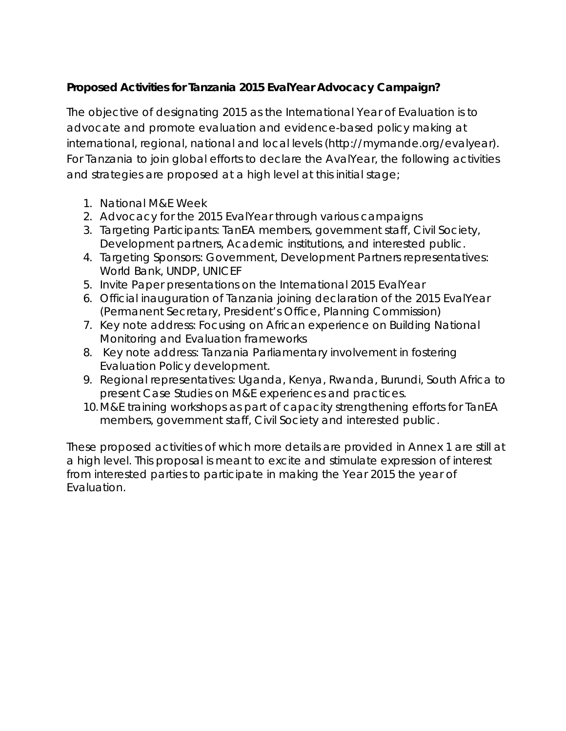**Proposed Activities for Tanzania 2015 EvalYear Advocacy Campaign?**

The objective of designating 2015 as the International Year of Evaluation is to advocate and promote evaluation and evidence-based policy making at international, regional, national and local levels (http://mymande.org/evalyear). For Tanzania to join global efforts to declare the AvalYear, the following activities and strategies are proposed at a high level at this initial stage;

1. National M&E Week
2. Advocacy for the 2015 EvalYear through various campaigns
3. Targeting Participants: TanEA members, government staff, Civil Society, Development partners, Academic institutions, and interested public.
4. Targeting Sponsors: Government, Development Partners representatives: World Bank, UNDP, UNICEF
5. Invite Paper presentations on the International 2015 EvalYear
6. Official inauguration of Tanzania joining declaration of the 2015 EvalYear (Permanent Secretary, President's Office, Planning Commission)
7. Key note address: Focusing on African experience on Building National Monitoring and Evaluation frameworks
8. Key note address: Tanzania Parliamentary involvement in fostering Evaluation Policy development.
9. Regional representatives: Uganda, Kenya, Rwanda, Burundi, South Africa to present Case Studies on M&E experiences and practices.
10. M&E training workshops as part of capacity strengthening efforts for TanEA members, government staff, Civil Society and interested public.

These proposed activities of which more details are provided in Annex 1 are still at a high level. This proposal is meant to excite and stimulate expression of interest from interested parties to participate in making the Year 2015 the year of Evaluation.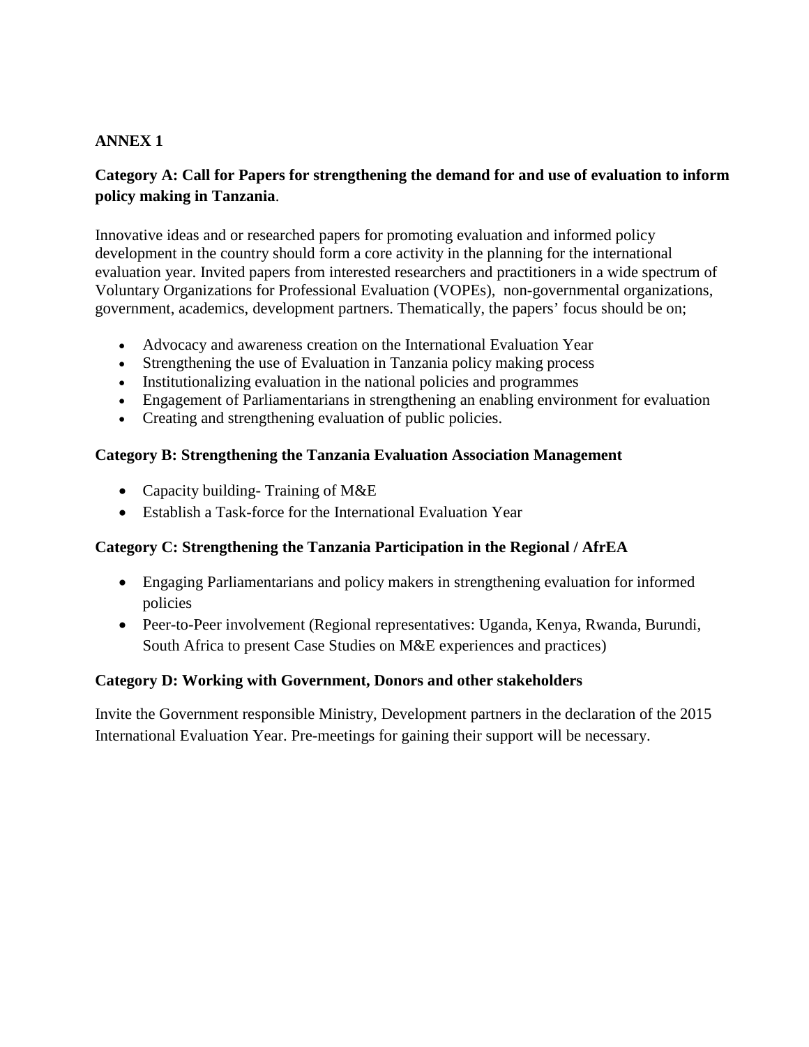**ANNEX 1**

**Category A: Call for Papers for strengthening the demand for and use of evaluation to inform policy making in Tanzania**.

Innovative ideas and or researched papers for promoting evaluation and informed policy development in the country should form a core activity in the planning for the international evaluation year. Invited papers from interested researchers and practitioners in a wide spectrum of Voluntary Organizations for Professional Evaluation (VOPEs), non-governmental organizations, government, academics, development partners. Thematically, the papers' focus should be on;

- Advocacy and awareness creation on the International Evaluation Year
- Strengthening the use of Evaluation in Tanzania policy making process
- Institutionalizing evaluation in the national policies and programmes
- Engagement of Parliamentarians in strengthening an enabling environment for evaluation
- Creating and strengthening evaluation of public policies.

**Category B: Strengthening the Tanzania Evaluation Association Management**

- Capacity building- Training of M&E
- Establish a Task-force for the International Evaluation Year

**Category C: Strengthening the Tanzania Participation in the Regional / AfrEA**

- Engaging Parliamentarians and policy makers in strengthening evaluation for informed policies
- Peer-to-Peer involvement (Regional representatives: Uganda, Kenya, Rwanda, Burundi, South Africa to present Case Studies on M&E experiences and practices)

**Category D: Working with Government, Donors and other stakeholders**

Invite the Government responsible Ministry, Development partners in the declaration of the 2015 International Evaluation Year. Pre-meetings for gaining their support will be necessary.